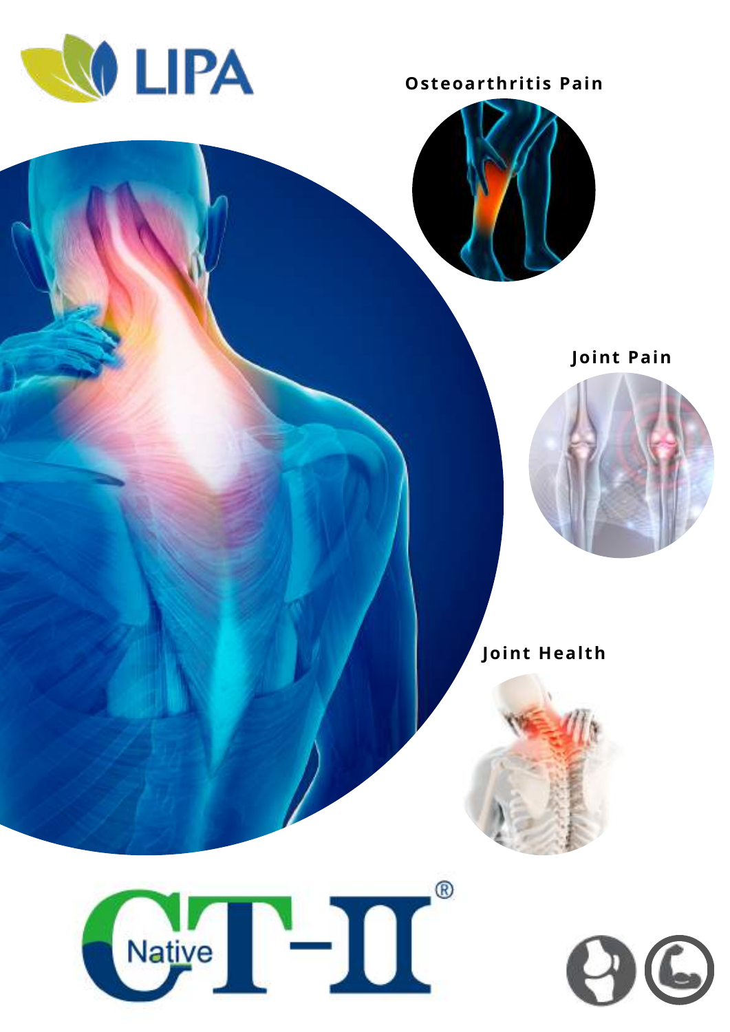LIPA

Osteoarthritis Pain

Joint Pain

Joint Health

Native CT-II®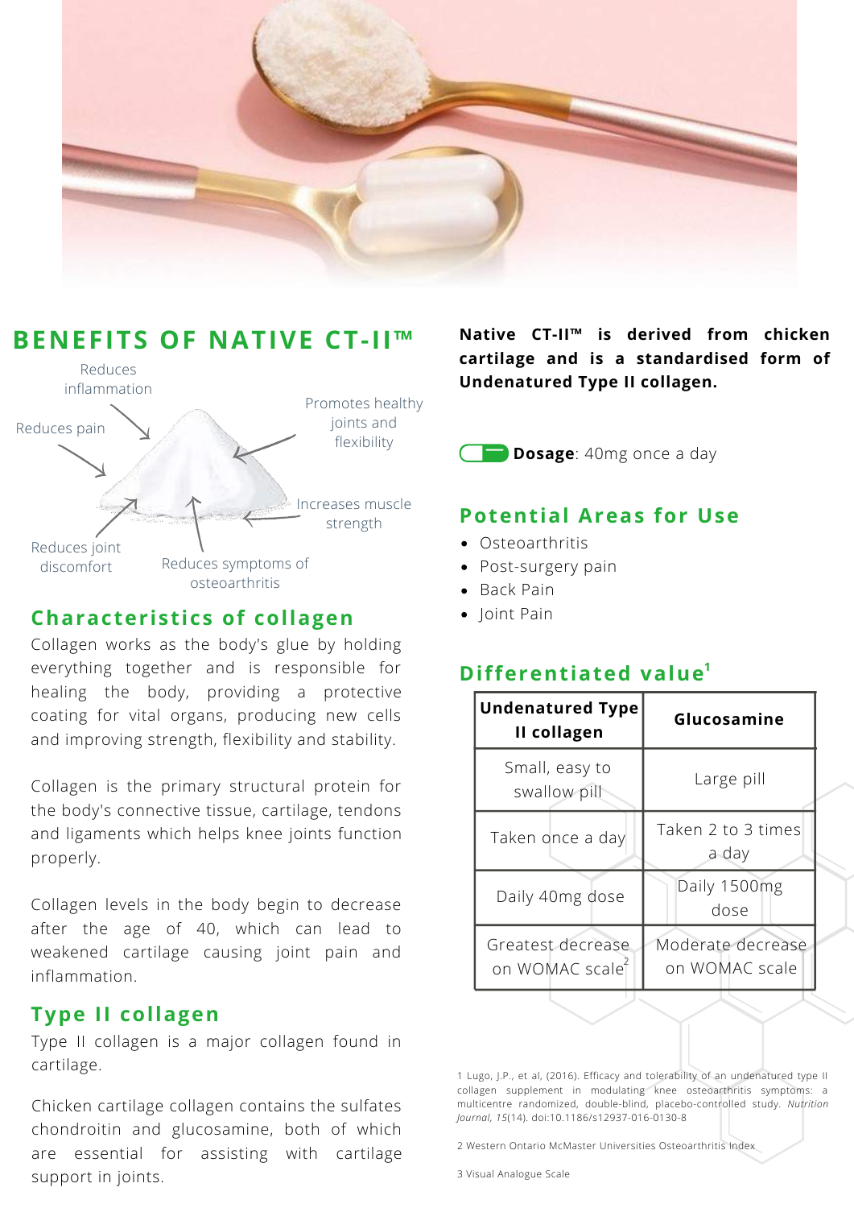## BENEFITS OF NATIVE CT-II™

- Reduces inflammation
- Reduces pain
- Promotes healthy joints and flexibility
- Increases muscle strength
- Reduces joint discomfort
- Reduces symptoms of osteoarthritis

### Characteristics of collagen

Collagen works as the body's glue by holding everything together and is responsible for healing the body, providing a protective coating for vital organs, producing new cells and improving strength, flexibility and stability.

Collagen is the primary structural protein for the body's connective tissue, cartilage, tendons and ligaments which helps knee joints function properly.

Collagen levels in the body begin to decrease after the age of 40, which can lead to weakened cartilage causing joint pain and inflammation.

### Type II collagen

Type II collagen is a major collagen found in cartilage.

Chicken cartilage collagen contains the sulfates chondroitin and glucosamine, both of which are essential for assisting with cartilage support in joints.

**Native CT-II™ is derived from chicken cartilage and is a standardised form of Undenatured Type II collagen.**

**Dosage**: 40mg once a day

### Potential Areas for Use

- Osteoarthritis
- Post-surgery pain
- Back Pain
- Joint Pain

### Differentiated value[1]

| Undenatured Type II collagen | Glucosamine |
|---|---|
| Small, easy to swallow pill | Large pill |
| Taken once a day | Taken 2 to 3 times a day |
| Daily 40mg dose | Daily 1500mg dose |
| Greatest decrease on WOMAC scale[2] | Moderate decrease on WOMAC scale |

1 Lugo, J.P., et al, (2016). Efficacy and tolerability of an undenatured type II collagen supplement in modulating knee osteoarthritis symptoms: a multicentre randomized, double-blind, placebo-controlled study. *Nutrition Journal*, *15*(14). doi:10.1186/s12937-016-0130-8

2 Western Ontario McMaster Universities Osteoarthritis Index

3 Visual Analogue Scale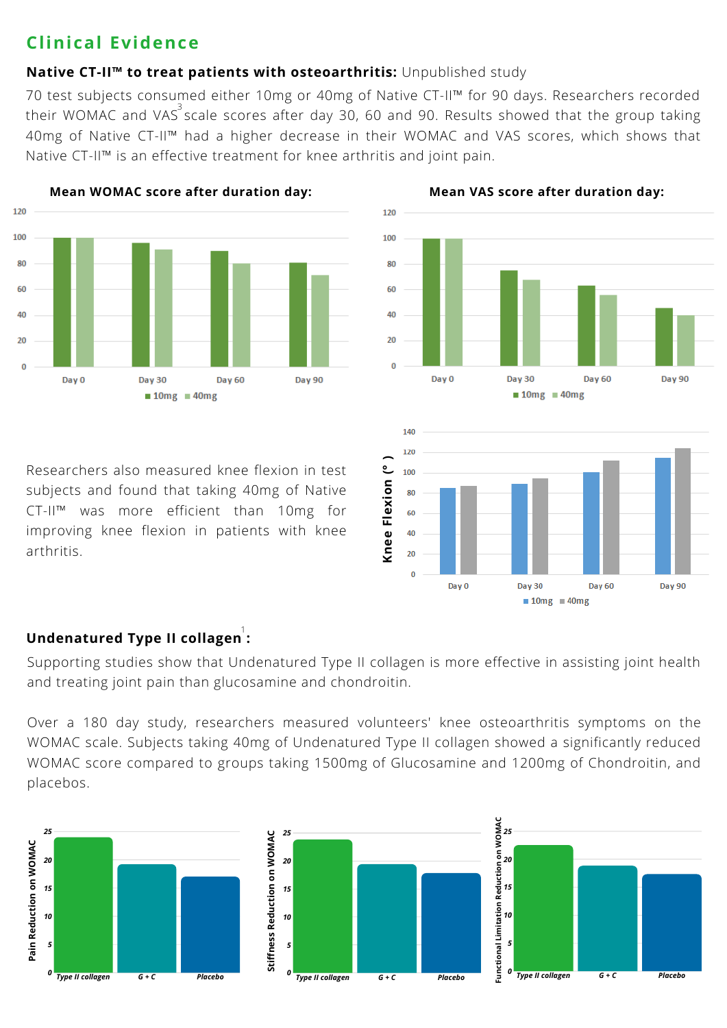## Clinical Evidence

**Native CT-II™ to treat patients with osteoarthritis:** Unpublished study

70 test subjects consumed either 10mg or 40mg of Native CT-II™ for 90 days. Researchers recorded their WOMAC and VAS[3] scale scores after day 30, 60 and 90. Results showed that the group taking 40mg of Native CT-II™ had a higher decrease in their WOMAC and VAS scores, which shows that Native CT-II™ is an effective treatment for knee arthritis and joint pain.

**Mean WOMAC score after duration day:**

**Mean VAS score after duration day:**

Researchers also measured knee flexion in test subjects and found that taking 40mg of Native CT-II™ was more efficient than 10mg for improving knee flexion in patients with knee arthritis.

**Undenatured Type II collagen[1]:**

Supporting studies show that Undenatured Type II collagen is more effective in assisting joint health and treating joint pain than glucosamine and chondroitin.

Over a 180 day study, researchers measured volunteers' knee osteoarthritis symptoms on the WOMAC scale. Subjects taking 40mg of Undenatured Type II collagen showed a significantly reduced WOMAC score compared to groups taking 1500mg of Glucosamine and 1200mg of Chondroitin, and placebos.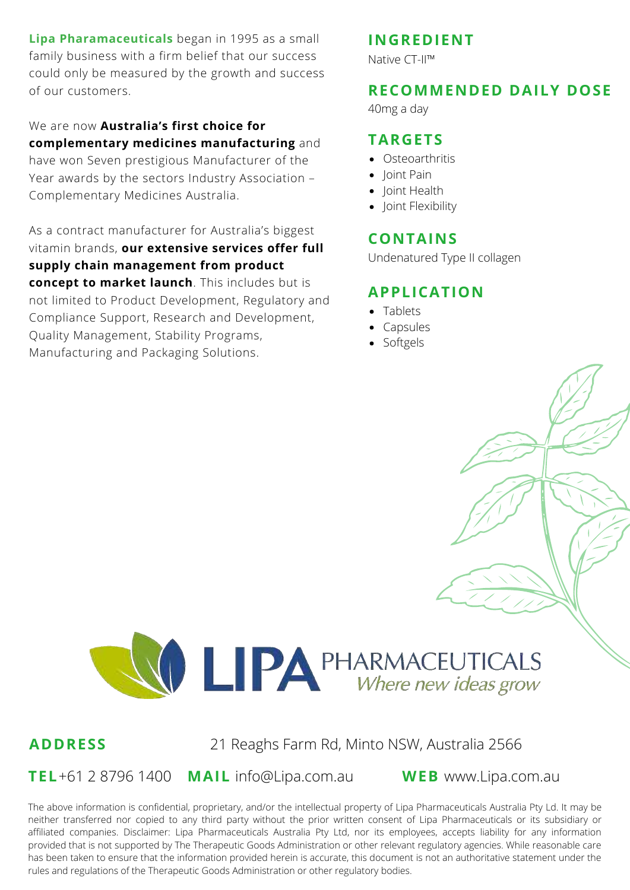**Lipa Pharamaceuticals** began in 1995 as a small family business with a firm belief that our success could only be measured by the growth and success of our customers.

We are now **Australia's first choice for complementary medicines manufacturing** and have won Seven prestigious Manufacturer of the Year awards by the sectors Industry Association – Complementary Medicines Australia.

As a contract manufacturer for Australia's biggest vitamin brands, **our extensive services offer full supply chain management from product concept to market launch**. This includes but is not limited to Product Development, Regulatory and Compliance Support, Research and Development, Quality Management, Stability Programs, Manufacturing and Packaging Solutions.

## INGREDIENT

Native CT-II™

## RECOMMENDED DAILY DOSE

40mg a day

## TARGETS

- Osteoarthritis
- Joint Pain
- Joint Health
- Joint Flexibility

## CONTAINS

Undenatured Type II collagen

## APPLICATION

- Tablets
- Capsules
- Softgels

LIPA PHARMACEUTICALS *Where new ideas grow*

**ADDRESS** 21 Reaghs Farm Rd, Minto NSW, Australia 2566

**TEL** +61 2 8796 1400 **MAIL** info@Lipa.com.au **WEB** www.Lipa.com.au

The above information is confidential, proprietary, and/or the intellectual property of Lipa Pharmaceuticals Australia Pty Ltd. It may be neither transferred nor copied to any third party without the prior written consent of Lipa Pharmaceuticals or its subsidiary or affiliated companies. Disclaimer: Lipa Pharmaceuticals Australia Pty Ltd, nor its employees, accepts liability for any information provided that is not supported by The Therapeutic Goods Administration or other relevant regulatory agencies. While reasonable care has been taken to ensure that the information provided herein is accurate, this document is not an authoritative statement under the rules and regulations of the Therapeutic Goods Administration or other regulatory bodies.